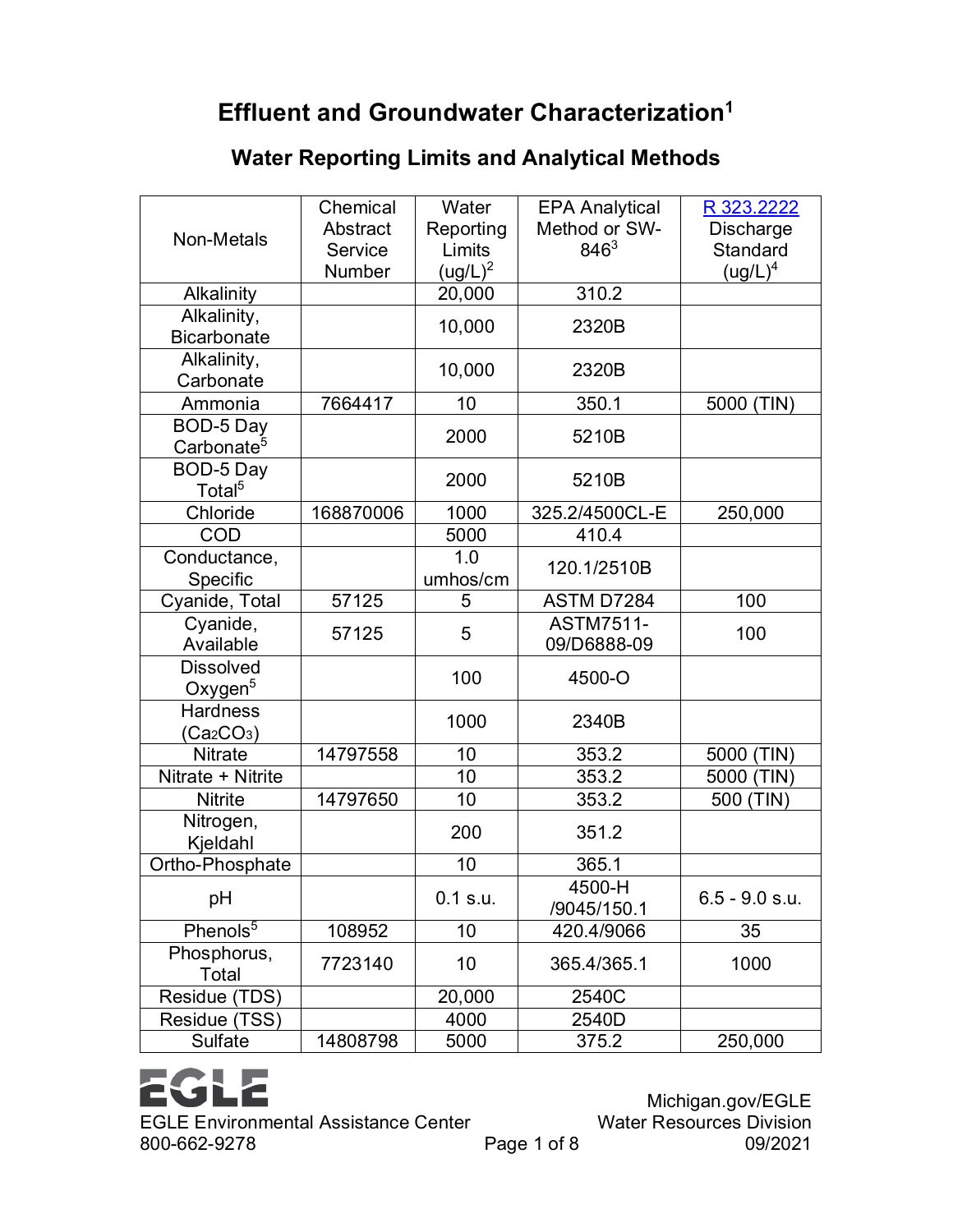# Effluent and Groundwater Characterization[1]

## Water Reporting Limits and Analytical Methods

| Non-Metals | Chemical Abstract Service Number | Water Reporting Limits (ug/L)[2] | EPA Analytical Method or SW-846[3] | R 323.2222 Discharge Standard (ug/L)[4] |
|---|---|---|---|---|
| Alkalinity | | 20,000 | 310.2 | |
| Alkalinity, Bicarbonate | | 10,000 | 2320B | |
| Alkalinity, Carbonate | | 10,000 | 2320B | |
| Ammonia | 7664417 | 10 | 350.1 | 5000 (TIN) |
| BOD-5 Day Carbonate[5] | | 2000 | 5210B | |
| BOD-5 Day Total[5] | | 2000 | 5210B | |
| Chloride | 168870006 | 1000 | 325.2/4500CL-E | 250,000 |
| COD | | 5000 | 410.4 | |
| Conductance, Specific | | 1.0 umhos/cm | 120.1/2510B | |
| Cyanide, Total | 57125 | 5 | ASTM D7284 | 100 |
| Cyanide, Available | 57125 | 5 | ASTM7511-09/D6888-09 | 100 |
| Dissolved Oxygen[5] | | 100 | 4500-O | |
| Hardness ($Ca_2CO_3$) | | 1000 | 2340B | |
| Nitrate | 14797558 | 10 | 353.2 | 5000 (TIN) |
| Nitrate + Nitrite | | 10 | 353.2 | 5000 (TIN) |
| Nitrite | 14797650 | 10 | 353.2 | 500 (TIN) |
| Nitrogen, Kjeldahl | | 200 | 351.2 | |
| Ortho-Phosphate | | 10 | 365.1 | |
| pH | | 0.1 s.u. | 4500-H /9045/150.1 | 6.5 - 9.0 s.u. |
| Phenols[5] | 108952 | 10 | 420.4/9066 | 35 |
| Phosphorus, Total | 7723140 | 10 | 365.4/365.1 | 1000 |
| Residue (TDS) | | 20,000 | 2540C | |
| Residue (TSS) | | 4000 | 2540D | |
| Sulfate | 14808798 | 5000 | 375.2 | 250,000 |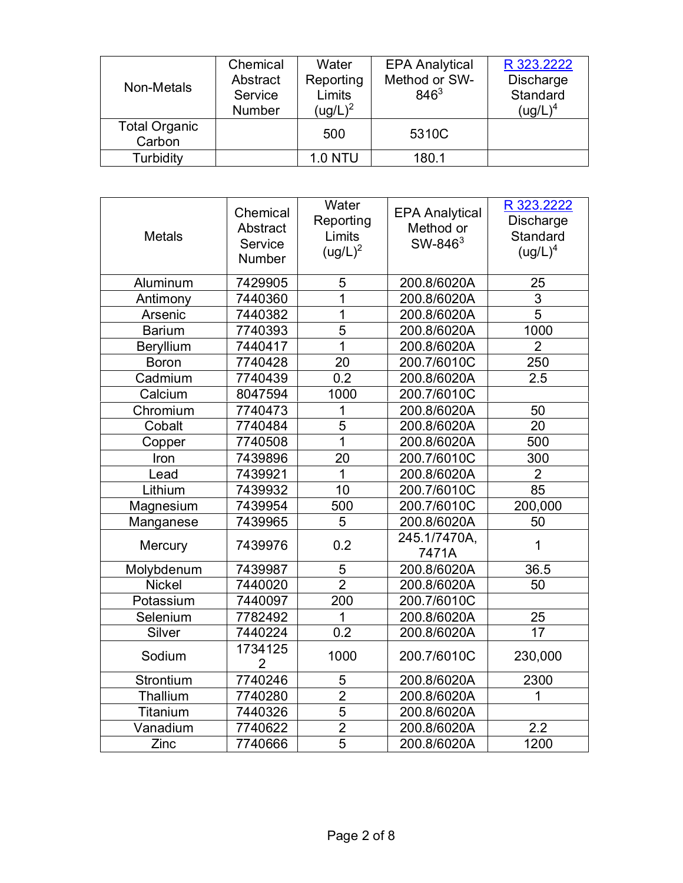| Non-Metals | Chemical Abstract Service Number | Water Reporting Limits (ug/L)[2] | EPA Analytical Method or SW-846[3] | R 323.2222 Discharge Standard (ug/L)[4] |
|---|---|---|---|---|
| Total Organic Carbon | | 500 | 5310C | |
| Turbidity | | 1.0 NTU | 180.1 | |

| Metals | Chemical Abstract Service Number | Water Reporting Limits (ug/L)[2] | EPA Analytical Method or SW-846[3] | R 323.2222 Discharge Standard (ug/L)[4] |
|---|---|---|---|---|
| Aluminum | 7429905 | 5 | 200.8/6020A | 25 |
| Antimony | 7440360 | 1 | 200.8/6020A | 3 |
| Arsenic | 7440382 | 1 | 200.8/6020A | 5 |
| Barium | 7740393 | 5 | 200.8/6020A | 1000 |
| Beryllium | 7440417 | 1 | 200.8/6020A | 2 |
| Boron | 7740428 | 20 | 200.7/6010C | 250 |
| Cadmium | 7740439 | 0.2 | 200.8/6020A | 2.5 |
| Calcium | 8047594 | 1000 | 200.7/6010C | |
| Chromium | 7740473 | 1 | 200.8/6020A | 50 |
| Cobalt | 7740484 | 5 | 200.8/6020A | 20 |
| Copper | 7740508 | 1 | 200.8/6020A | 500 |
| Iron | 7439896 | 20 | 200.7/6010C | 300 |
| Lead | 7439921 | 1 | 200.8/6020A | 2 |
| Lithium | 7439932 | 10 | 200.7/6010C | 85 |
| Magnesium | 7439954 | 500 | 200.7/6010C | 200,000 |
| Manganese | 7439965 | 5 | 200.8/6020A | 50 |
| Mercury | 7439976 | 0.2 | 245.1/7470A, 7471A | 1 |
| Molybdenum | 7439987 | 5 | 200.8/6020A | 36.5 |
| Nickel | 7440020 | 2 | 200.8/6020A | 50 |
| Potassium | 7440097 | 200 | 200.7/6010C | |
| Selenium | 7782492 | 1 | 200.8/6020A | 25 |
| Silver | 7440224 | 0.2 | 200.8/6020A | 17 |
| Sodium | 17341252 | 1000 | 200.7/6010C | 230,000 |
| Strontium | 7740246 | 5 | 200.8/6020A | 2300 |
| Thallium | 7740280 | 2 | 200.8/6020A | 1 |
| Titanium | 7440326 | 5 | 200.8/6020A | |
| Vanadium | 7740622 | 2 | 200.8/6020A | 2.2 |
| Zinc | 7740666 | 5 | 200.8/6020A | 1200 |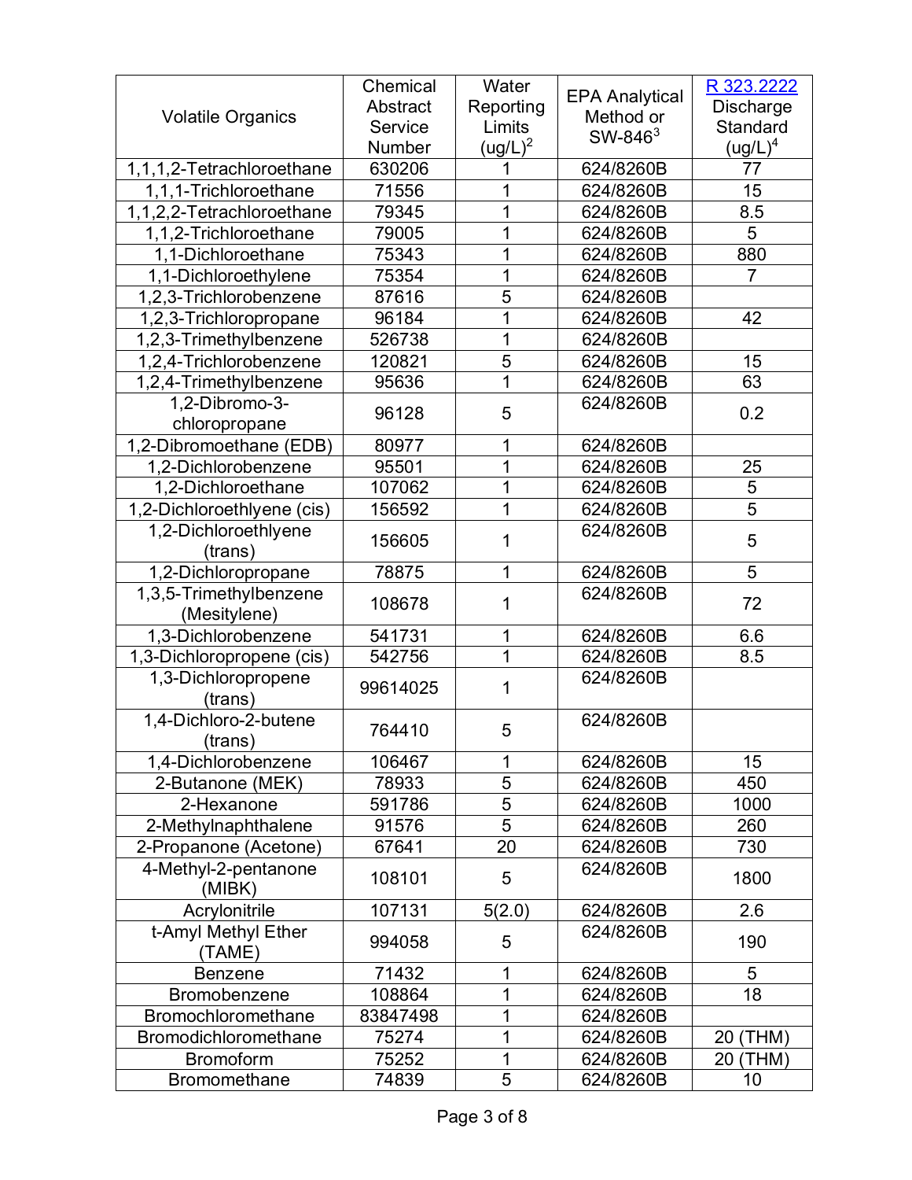| Volatile Organics | Chemical Abstract Service Number | Water Reporting Limits (ug/L)[2] | EPA Analytical Method or SW-846[3] | R 323.2222 Discharge Standard (ug/L)[4] |
|---|---|---|---|---|
| 1,1,1,2-Tetrachloroethane | 630206 | 1 | 624/8260B | 77 |
| 1,1,1-Trichloroethane | 71556 | 1 | 624/8260B | 15 |
| 1,1,2,2-Tetrachloroethane | 79345 | 1 | 624/8260B | 8.5 |
| 1,1,2-Trichloroethane | 79005 | 1 | 624/8260B | 5 |
| 1,1-Dichloroethane | 75343 | 1 | 624/8260B | 880 |
| 1,1-Dichloroethylene | 75354 | 1 | 624/8260B | 7 |
| 1,2,3-Trichlorobenzene | 87616 | 5 | 624/8260B | |
| 1,2,3-Trichloropropane | 96184 | 1 | 624/8260B | 42 |
| 1,2,3-Trimethylbenzene | 526738 | 1 | 624/8260B | |
| 1,2,4-Trichlorobenzene | 120821 | 5 | 624/8260B | 15 |
| 1,2,4-Trimethylbenzene | 95636 | 1 | 624/8260B | 63 |
| 1,2-Dibromo-3-chloropropane | 96128 | 5 | 624/8260B | 0.2 |
| 1,2-Dibromoethane (EDB) | 80977 | 1 | 624/8260B | |
| 1,2-Dichlorobenzene | 95501 | 1 | 624/8260B | 25 |
| 1,2-Dichloroethane | 107062 | 1 | 624/8260B | 5 |
| 1,2-Dichloroethlyene (cis) | 156592 | 1 | 624/8260B | 5 |
| 1,2-Dichloroethlyene (trans) | 156605 | 1 | 624/8260B | 5 |
| 1,2-Dichloropropane | 78875 | 1 | 624/8260B | 5 |
| 1,3,5-Trimethylbenzene (Mesitylene) | 108678 | 1 | 624/8260B | 72 |
| 1,3-Dichlorobenzene | 541731 | 1 | 624/8260B | 6.6 |
| 1,3-Dichloropropene (cis) | 542756 | 1 | 624/8260B | 8.5 |
| 1,3-Dichloropropene (trans) | 99614025 | 1 | 624/8260B | |
| 1,4-Dichloro-2-butene (trans) | 764410 | 5 | 624/8260B | |
| 1,4-Dichlorobenzene | 106467 | 1 | 624/8260B | 15 |
| 2-Butanone (MEK) | 78933 | 5 | 624/8260B | 450 |
| 2-Hexanone | 591786 | 5 | 624/8260B | 1000 |
| 2-Methylnaphthalene | 91576 | 5 | 624/8260B | 260 |
| 2-Propanone (Acetone) | 67641 | 20 | 624/8260B | 730 |
| 4-Methyl-2-pentanone (MIBK) | 108101 | 5 | 624/8260B | 1800 |
| Acrylonitrile | 107131 | 5(2.0) | 624/8260B | 2.6 |
| t-Amyl Methyl Ether (TAME) | 994058 | 5 | 624/8260B | 190 |
| Benzene | 71432 | 1 | 624/8260B | 5 |
| Bromobenzene | 108864 | 1 | 624/8260B | 18 |
| Bromochloromethane | 83847498 | 1 | 624/8260B | |
| Bromodichloromethane | 75274 | 1 | 624/8260B | 20 (THM) |
| Bromoform | 75252 | 1 | 624/8260B | 20 (THM) |
| Bromomethane | 74839 | 5 | 624/8260B | 10 |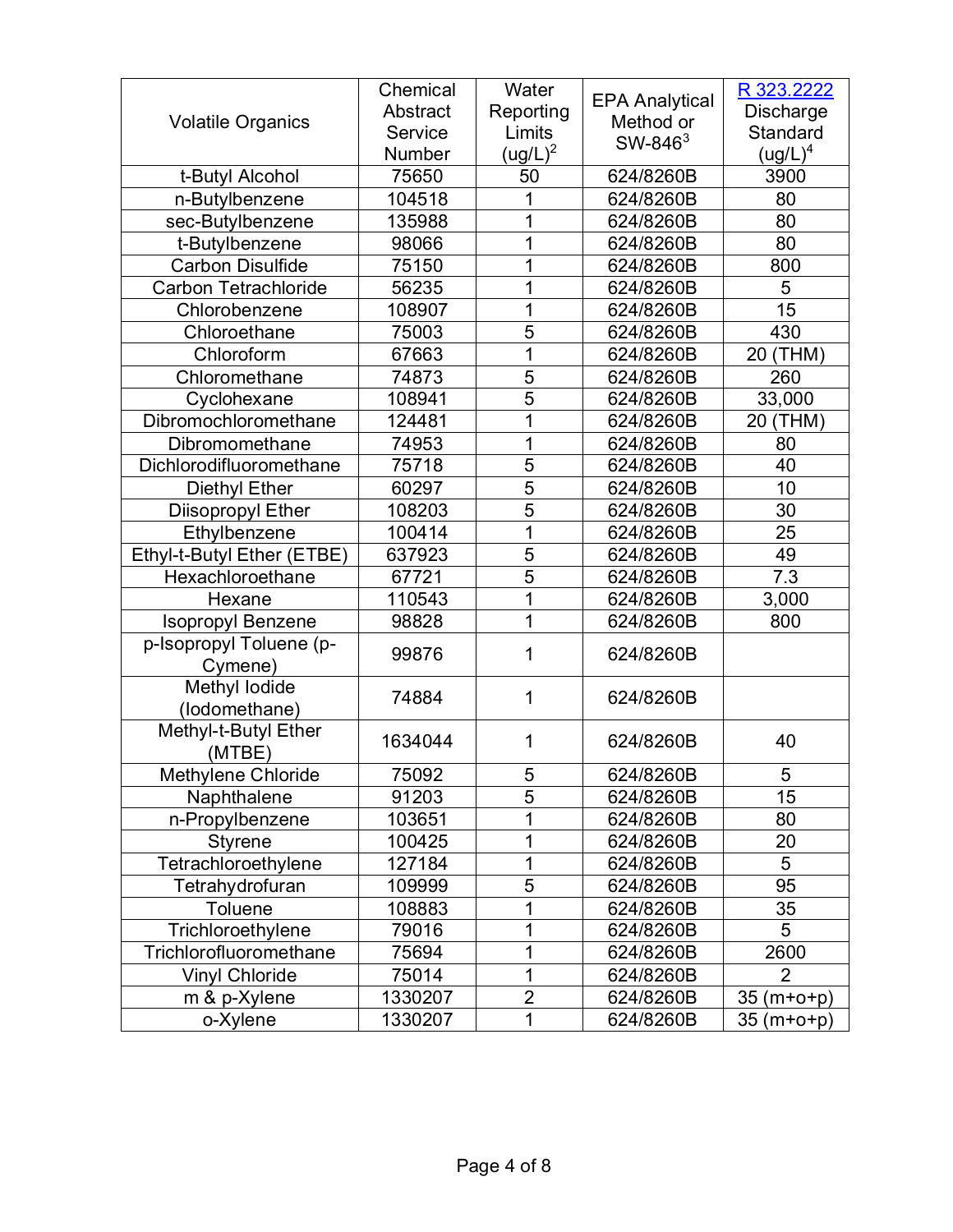| Volatile Organics | Chemical Abstract Service Number | Water Reporting Limits (ug/L)[2] | EPA Analytical Method or SW-846[3] | R 323.2222 Discharge Standard (ug/L)[4] |
|---|---|---|---|---|
| t-Butyl Alcohol | 75650 | 50 | 624/8260B | 3900 |
| n-Butylbenzene | 104518 | 1 | 624/8260B | 80 |
| sec-Butylbenzene | 135988 | 1 | 624/8260B | 80 |
| t-Butylbenzene | 98066 | 1 | 624/8260B | 80 |
| Carbon Disulfide | 75150 | 1 | 624/8260B | 800 |
| Carbon Tetrachloride | 56235 | 1 | 624/8260B | 5 |
| Chlorobenzene | 108907 | 1 | 624/8260B | 15 |
| Chloroethane | 75003 | 5 | 624/8260B | 430 |
| Chloroform | 67663 | 1 | 624/8260B | 20 (THM) |
| Chloromethane | 74873 | 5 | 624/8260B | 260 |
| Cyclohexane | 108941 | 5 | 624/8260B | 33,000 |
| Dibromochloromethane | 124481 | 1 | 624/8260B | 20 (THM) |
| Dibromomethane | 74953 | 1 | 624/8260B | 80 |
| Dichlorodifluoromethane | 75718 | 5 | 624/8260B | 40 |
| Diethyl Ether | 60297 | 5 | 624/8260B | 10 |
| Diisopropyl Ether | 108203 | 5 | 624/8260B | 30 |
| Ethylbenzene | 100414 | 1 | 624/8260B | 25 |
| Ethyl-t-Butyl Ether (ETBE) | 637923 | 5 | 624/8260B | 49 |
| Hexachloroethane | 67721 | 5 | 624/8260B | 7.3 |
| Hexane | 110543 | 1 | 624/8260B | 3,000 |
| Isopropyl Benzene | 98828 | 1 | 624/8260B | 800 |
| p-Isopropyl Toluene (p-Cymene) | 99876 | 1 | 624/8260B | |
| Methyl Iodide (Iodomethane) | 74884 | 1 | 624/8260B | |
| Methyl-t-Butyl Ether (MTBE) | 1634044 | 1 | 624/8260B | 40 |
| Methylene Chloride | 75092 | 5 | 624/8260B | 5 |
| Naphthalene | 91203 | 5 | 624/8260B | 15 |
| n-Propylbenzene | 103651 | 1 | 624/8260B | 80 |
| Styrene | 100425 | 1 | 624/8260B | 20 |
| Tetrachloroethylene | 127184 | 1 | 624/8260B | 5 |
| Tetrahydrofuran | 109999 | 5 | 624/8260B | 95 |
| Toluene | 108883 | 1 | 624/8260B | 35 |
| Trichloroethylene | 79016 | 1 | 624/8260B | 5 |
| Trichlorofluoromethane | 75694 | 1 | 624/8260B | 2600 |
| Vinyl Chloride | 75014 | 1 | 624/8260B | 2 |
| m & p-Xylene | 1330207 | 2 | 624/8260B | 35 (m+o+p) |
| o-Xylene | 1330207 | 1 | 624/8260B | 35 (m+o+p) |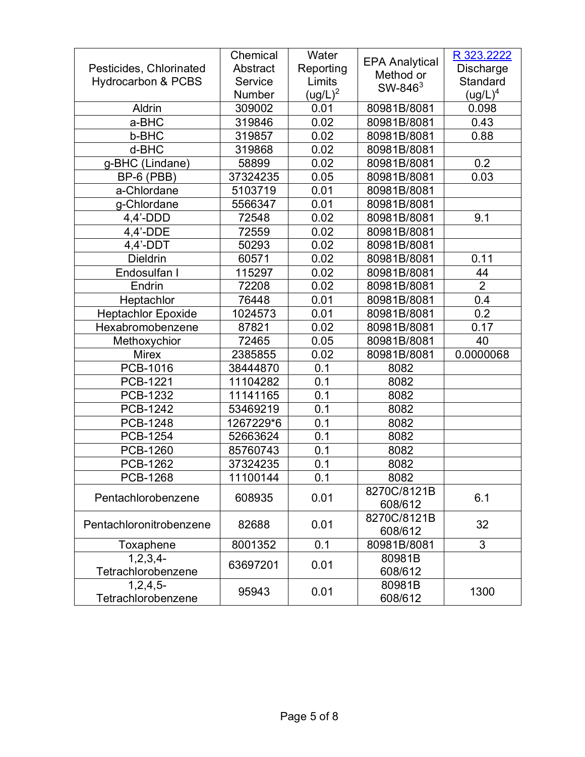| Pesticides, Chlorinated Hydrocarbon & PCBS | Chemical Abstract Service Number | Water Reporting Limits (ug/L)[2] | EPA Analytical Method or SW-846[3] | R 323.2222 Discharge Standard (ug/L)[4] |
|---|---|---|---|---|
| Aldrin | 309002 | 0.01 | 80981B/8081 | 0.098 |
| a-BHC | 319846 | 0.02 | 80981B/8081 | 0.43 |
| b-BHC | 319857 | 0.02 | 80981B/8081 | 0.88 |
| d-BHC | 319868 | 0.02 | 80981B/8081 | |
| g-BHC (Lindane) | 58899 | 0.02 | 80981B/8081 | 0.2 |
| BP-6 (PBB) | 37324235 | 0.05 | 80981B/8081 | 0.03 |
| a-Chlordane | 5103719 | 0.01 | 80981B/8081 | |
| g-Chlordane | 5566347 | 0.01 | 80981B/8081 | |
| 4,4'-DDD | 72548 | 0.02 | 80981B/8081 | 9.1 |
| 4,4'-DDE | 72559 | 0.02 | 80981B/8081 | |
| 4,4'-DDT | 50293 | 0.02 | 80981B/8081 | |
| Dieldrin | 60571 | 0.02 | 80981B/8081 | 0.11 |
| Endosulfan I | 115297 | 0.02 | 80981B/8081 | 44 |
| Endrin | 72208 | 0.02 | 80981B/8081 | 2 |
| Heptachlor | 76448 | 0.01 | 80981B/8081 | 0.4 |
| Heptachlor Epoxide | 1024573 | 0.01 | 80981B/8081 | 0.2 |
| Hexabromobenzene | 87821 | 0.02 | 80981B/8081 | 0.17 |
| Methoxychior | 72465 | 0.05 | 80981B/8081 | 40 |
| Mirex | 2385855 | 0.02 | 80981B/8081 | 0.0000068 |
| PCB-1016 | 38444870 | 0.1 | 8082 | |
| PCB-1221 | 11104282 | 0.1 | 8082 | |
| PCB-1232 | 11141165 | 0.1 | 8082 | |
| PCB-1242 | 53469219 | 0.1 | 8082 | |
| PCB-1248 | 1267229*6 | 0.1 | 8082 | |
| PCB-1254 | 52663624 | 0.1 | 8082 | |
| PCB-1260 | 85760743 | 0.1 | 8082 | |
| PCB-1262 | 37324235 | 0.1 | 8082 | |
| PCB-1268 | 11100144 | 0.1 | 8082 | |
| Pentachlorobenzene | 608935 | 0.01 | 8270C/8121B 608/612 | 6.1 |
| Pentachloronitrobenzene | 82688 | 0.01 | 8270C/8121B 608/612 | 32 |
| Toxaphene | 8001352 | 0.1 | 80981B/8081 | 3 |
| 1,2,3,4-Tetrachlorobenzene | 63697201 | 0.01 | 80981B 608/612 | |
| 1,2,4,5-Tetrachlorobenzene | 95943 | 0.01 | 80981B 608/612 | 1300 |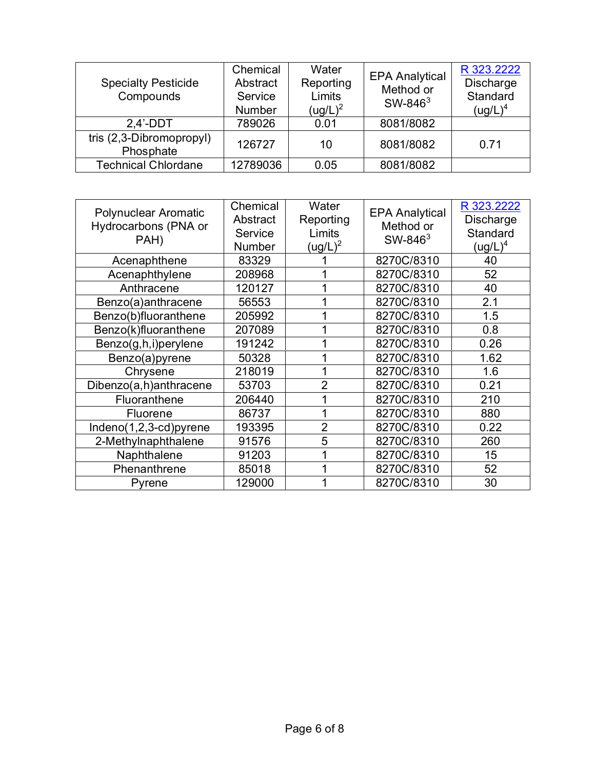| Specialty Pesticide Compounds | Chemical Abstract Service Number | Water Reporting Limits (ug/L)[2] | EPA Analytical Method or SW-846[3] | R 323.2222 Discharge Standard (ug/L)[4] |
|---|---|---|---|---|
| 2,4'-DDT | 789026 | 0.01 | 8081/8082 | |
| tris (2,3-Dibromopropyl) Phosphate | 126727 | 10 | 8081/8082 | 0.71 |
| Technical Chlordane | 12789036 | 0.05 | 8081/8082 | |

| Polynuclear Aromatic Hydrocarbons (PNA or PAH) | Chemical Abstract Service Number | Water Reporting Limits (ug/L)[2] | EPA Analytical Method or SW-846[3] | R 323.2222 Discharge Standard (ug/L)[4] |
|---|---|---|---|---|
| Acenaphthene | 83329 | 1 | 8270C/8310 | 40 |
| Acenaphthylene | 208968 | 1 | 8270C/8310 | 52 |
| Anthracene | 120127 | 1 | 8270C/8310 | 40 |
| Benzo(a)anthracene | 56553 | 1 | 8270C/8310 | 2.1 |
| Benzo(b)fluoranthene | 205992 | 1 | 8270C/8310 | 1.5 |
| Benzo(k)fluoranthene | 207089 | 1 | 8270C/8310 | 0.8 |
| Benzo(g,h,i)perylene | 191242 | 1 | 8270C/8310 | 0.26 |
| Benzo(a)pyrene | 50328 | 1 | 8270C/8310 | 1.62 |
| Chrysene | 218019 | 1 | 8270C/8310 | 1.6 |
| Dibenzo(a,h)anthracene | 53703 | 2 | 8270C/8310 | 0.21 |
| Fluoranthene | 206440 | 1 | 8270C/8310 | 210 |
| Fluorene | 86737 | 1 | 8270C/8310 | 880 |
| Indeno(1,2,3-cd)pyrene | 193395 | 2 | 8270C/8310 | 0.22 |
| 2-Methylnaphthalene | 91576 | 5 | 8270C/8310 | 260 |
| Naphthalene | 91203 | 1 | 8270C/8310 | 15 |
| Phenanthrene | 85018 | 1 | 8270C/8310 | 52 |
| Pyrene | 129000 | 1 | 8270C/8310 | 30 |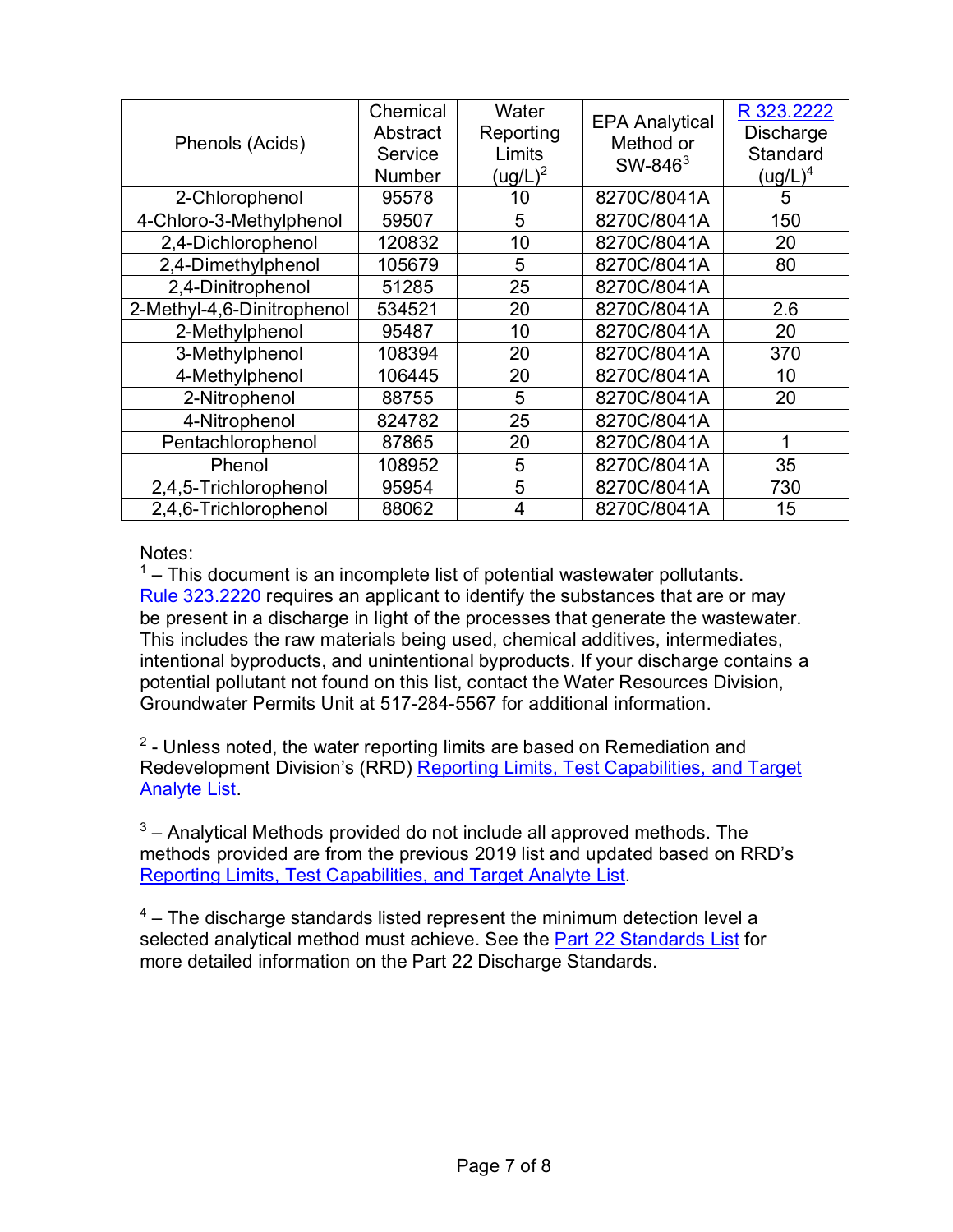| Phenols (Acids) | Chemical Abstract Service Number | Water Reporting Limits (ug/L)[2] | EPA Analytical Method or SW-846[3] | R 323.2222 Discharge Standard (ug/L)[4] |
|---|---|---|---|---|
| 2-Chlorophenol | 95578 | 10 | 8270C/8041A | 5 |
| 4-Chloro-3-Methylphenol | 59507 | 5 | 8270C/8041A | 150 |
| 2,4-Dichlorophenol | 120832 | 10 | 8270C/8041A | 20 |
| 2,4-Dimethylphenol | 105679 | 5 | 8270C/8041A | 80 |
| 2,4-Dinitrophenol | 51285 | 25 | 8270C/8041A | |
| 2-Methyl-4,6-Dinitrophenol | 534521 | 20 | 8270C/8041A | 2.6 |
| 2-Methylphenol | 95487 | 10 | 8270C/8041A | 20 |
| 3-Methylphenol | 108394 | 20 | 8270C/8041A | 370 |
| 4-Methylphenol | 106445 | 20 | 8270C/8041A | 10 |
| 2-Nitrophenol | 88755 | 5 | 8270C/8041A | 20 |
| 4-Nitrophenol | 824782 | 25 | 8270C/8041A | |
| Pentachlorophenol | 87865 | 20 | 8270C/8041A | 1 |
| Phenol | 108952 | 5 | 8270C/8041A | 35 |
| 2,4,5-Trichlorophenol | 95954 | 5 | 8270C/8041A | 730 |
| 2,4,6-Trichlorophenol | 88062 | 4 | 8270C/8041A | 15 |

Notes:

[1] – This document is an incomplete list of potential wastewater pollutants. Rule 323.2220 requires an applicant to identify the substances that are or may be present in a discharge in light of the processes that generate the wastewater. This includes the raw materials being used, chemical additives, intermediates, intentional byproducts, and unintentional byproducts. If your discharge contains a potential pollutant not found on this list, contact the Water Resources Division, Groundwater Permits Unit at 517-284-5567 for additional information.

[2] - Unless noted, the water reporting limits are based on Remediation and Redevelopment Division's (RRD) Reporting Limits, Test Capabilities, and Target Analyte List.

[3] – Analytical Methods provided do not include all approved methods. The methods provided are from the previous 2019 list and updated based on RRD's Reporting Limits, Test Capabilities, and Target Analyte List.

[4] – The discharge standards listed represent the minimum detection level a selected analytical method must achieve. See the Part 22 Standards List for more detailed information on the Part 22 Discharge Standards.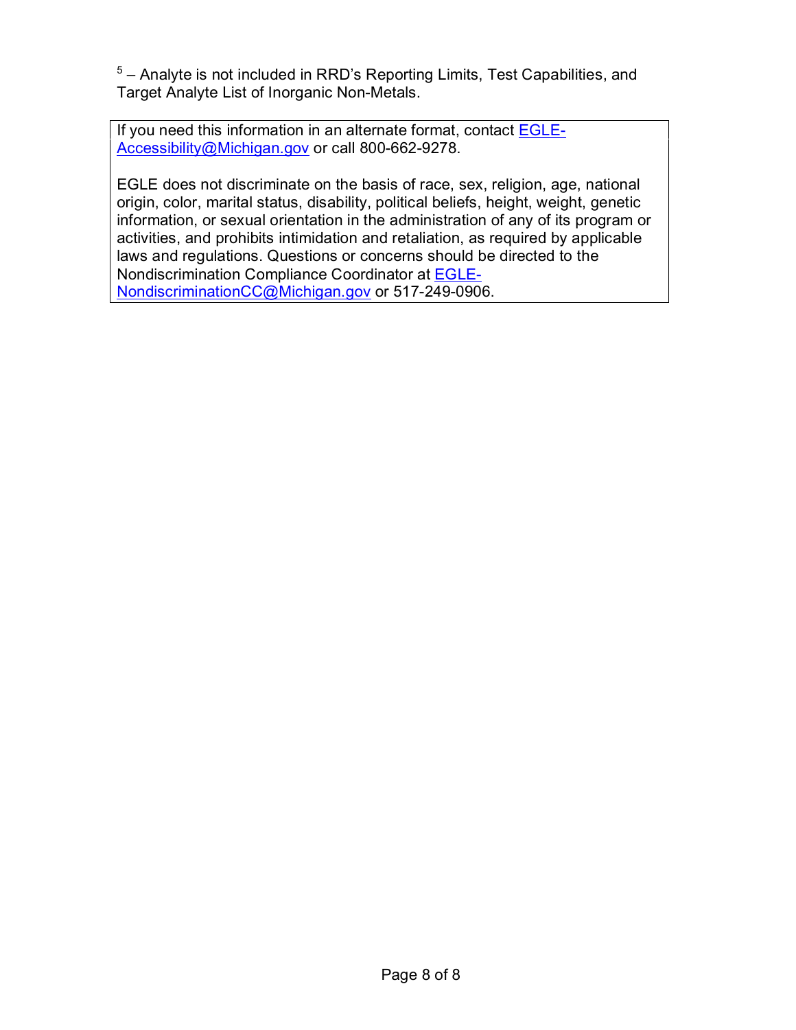[5] – Analyte is not included in RRD's Reporting Limits, Test Capabilities, and Target Analyte List of Inorganic Non-Metals.

If you need this information in an alternate format, contact [EGLE-Accessibility@Michigan.gov](mailto:EGLE-Accessibility@Michigan.gov) or call 800-662-9278.

EGLE does not discriminate on the basis of race, sex, religion, age, national origin, color, marital status, disability, political beliefs, height, weight, genetic information, or sexual orientation in the administration of any of its program or activities, and prohibits intimidation and retaliation, as required by applicable laws and regulations. Questions or concerns should be directed to the Nondiscrimination Compliance Coordinator at [EGLE-NondiscriminationCC@Michigan.gov](mailto:EGLE-NondiscriminationCC@Michigan.gov) or 517-249-0906.